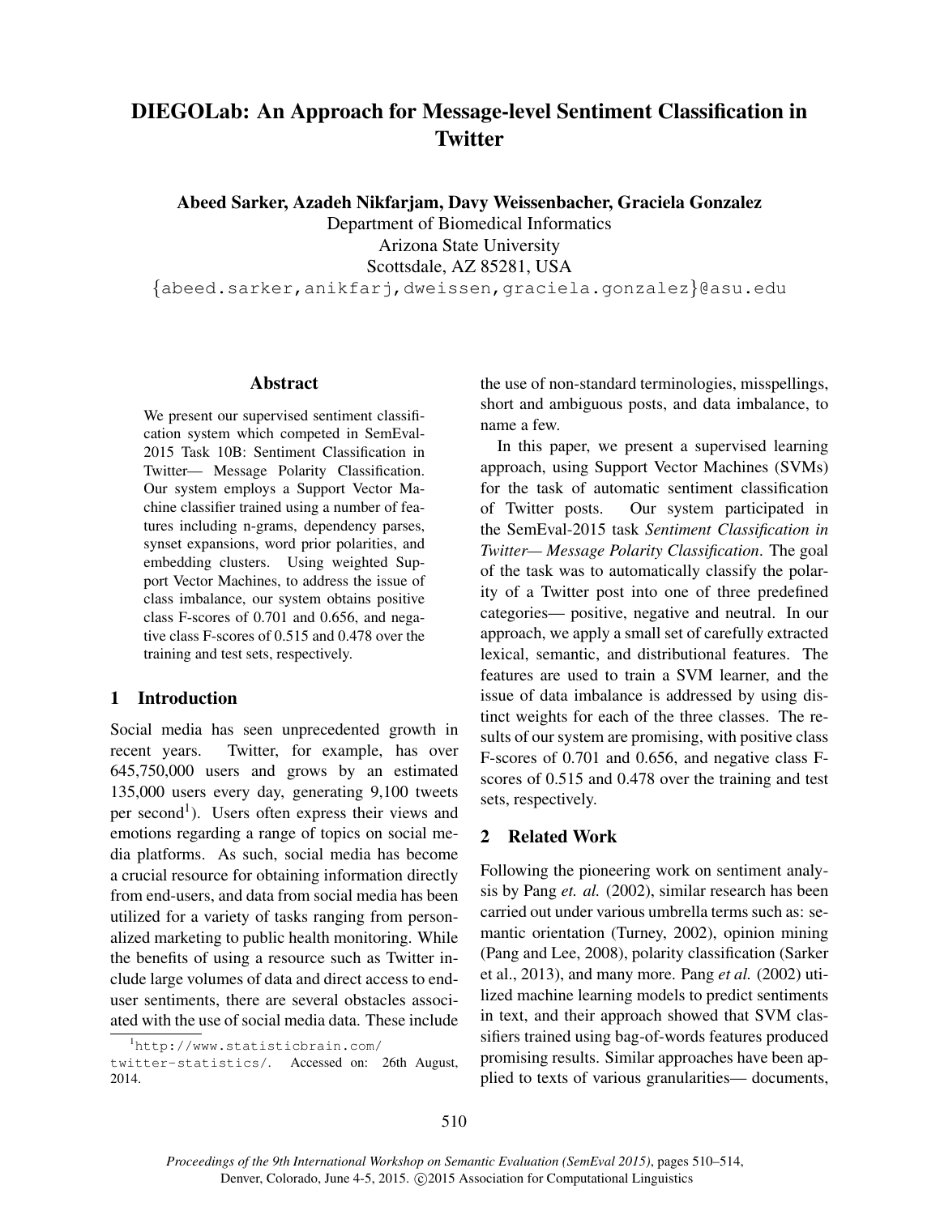# DIEGOLab: An Approach for Message-level Sentiment Classification in Twitter

**Abeed Sarker, Azadeh Nikfarjam, Davy Weissenbacher, Graciela Gonzalez**
Department of Biomedical Informatics
Arizona State University
Scottsdale, AZ 85281, USA
{abeed.sarker,anikfarj,dweissen,graciela.gonzalez}@asu.edu

## Abstract

We present our supervised sentiment classification system which competed in SemEval-2015 Task 10B: Sentiment Classification in Twitter— Message Polarity Classification. Our system employs a Support Vector Machine classifier trained using a number of features including n-grams, dependency parses, synset expansions, word prior polarities, and embedding clusters. Using weighted Support Vector Machines, to address the issue of class imbalance, our system obtains positive class F-scores of 0.701 and 0.656, and negative class F-scores of 0.515 and 0.478 over the training and test sets, respectively.

## 1 Introduction

Social media has seen unprecedented growth in recent years. Twitter, for example, has over 645,750,000 users and grows by an estimated 135,000 users every day, generating 9,100 tweets per second[1]). Users often express their views and emotions regarding a range of topics on social media platforms. As such, social media has become a crucial resource for obtaining information directly from end-users, and data from social media has been utilized for a variety of tasks ranging from personalized marketing to public health monitoring. While the benefits of using a resource such as Twitter include large volumes of data and direct access to end-user sentiments, there are several obstacles associated with the use of social media data. These include the use of non-standard terminologies, misspellings, short and ambiguous posts, and data imbalance, to name a few.

In this paper, we present a supervised learning approach, using Support Vector Machines (SVMs) for the task of automatic sentiment classification of Twitter posts. Our system participated in the SemEval-2015 task *Sentiment Classification in Twitter— Message Polarity Classification*. The goal of the task was to automatically classify the polarity of a Twitter post into one of three predefined categories— positive, negative and neutral. In our approach, we apply a small set of carefully extracted lexical, semantic, and distributional features. The features are used to train a SVM learner, and the issue of data imbalance is addressed by using distinct weights for each of the three classes. The results of our system are promising, with positive class F-scores of 0.701 and 0.656, and negative class F-scores of 0.515 and 0.478 over the training and test sets, respectively.

## 2 Related Work

Following the pioneering work on sentiment analysis by Pang *et. al.* (2002), similar research has been carried out under various umbrella terms such as: semantic orientation (Turney, 2002), opinion mining (Pang and Lee, 2008), polarity classification (Sarker et al., 2013), and many more. Pang *et al.* (2002) utilized machine learning models to predict sentiments in text, and their approach showed that SVM classifiers trained using bag-of-words features produced promising results. Similar approaches have been applied to texts of various granularities— documents,

[1] http://www.statisticbrain.com/twitter-statistics/. Accessed on: 26th August, 2014.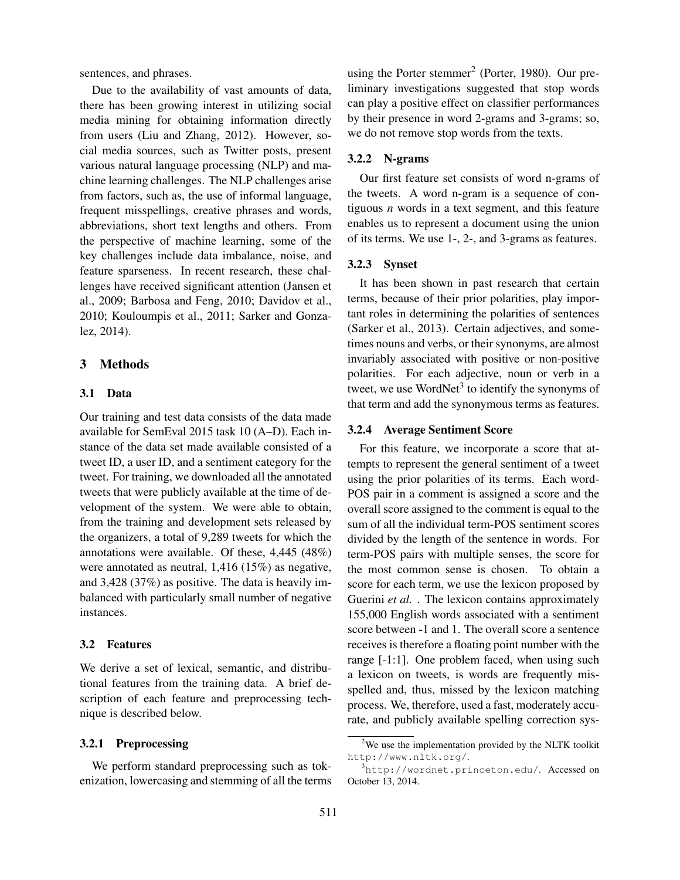sentences, and phrases.

Due to the availability of vast amounts of data, there has been growing interest in utilizing social media mining for obtaining information directly from users (Liu and Zhang, 2012). However, social media sources, such as Twitter posts, present various natural language processing (NLP) and machine learning challenges. The NLP challenges arise from factors, such as, the use of informal language, frequent misspellings, creative phrases and words, abbreviations, short text lengths and others. From the perspective of machine learning, some of the key challenges include data imbalance, noise, and feature sparseness. In recent research, these challenges have received significant attention (Jansen et al., 2009; Barbosa and Feng, 2010; Davidov et al., 2010; Kouloumpis et al., 2011; Sarker and Gonzalez, 2014).

## 3 Methods

### 3.1 Data

Our training and test data consists of the data made available for SemEval 2015 task 10 (A–D). Each instance of the data set made available consisted of a tweet ID, a user ID, and a sentiment category for the tweet. For training, we downloaded all the annotated tweets that were publicly available at the time of development of the system. We were able to obtain, from the training and development sets released by the organizers, a total of 9,289 tweets for which the annotations were available. Of these, 4,445 (48%) were annotated as neutral, 1,416 (15%) as negative, and 3,428 (37%) as positive. The data is heavily imbalanced with particularly small number of negative instances.

### 3.2 Features

We derive a set of lexical, semantic, and distributional features from the training data. A brief description of each feature and preprocessing technique is described below.

#### 3.2.1 Preprocessing

We perform standard preprocessing such as tokenization, lowercasing and stemming of all the terms using the Porter stemmer[2] (Porter, 1980). Our preliminary investigations suggested that stop words can play a positive effect on classifier performances by their presence in word 2-grams and 3-grams; so, we do not remove stop words from the texts.

#### 3.2.2 N-grams

Our first feature set consists of word n-grams of the tweets. A word n-gram is a sequence of contiguous *n* words in a text segment, and this feature enables us to represent a document using the union of its terms. We use 1-, 2-, and 3-grams as features.

#### 3.2.3 Synset

It has been shown in past research that certain terms, because of their prior polarities, play important roles in determining the polarities of sentences (Sarker et al., 2013). Certain adjectives, and sometimes nouns and verbs, or their synonyms, are almost invariably associated with positive or non-positive polarities. For each adjective, noun or verb in a tweet, we use WordNet[3] to identify the synonyms of that term and add the synonymous terms as features.

#### 3.2.4 Average Sentiment Score

For this feature, we incorporate a score that attempts to represent the general sentiment of a tweet using the prior polarities of its terms. Each word-POS pair in a comment is assigned a score and the overall score assigned to the comment is equal to the sum of all the individual term-POS sentiment scores divided by the length of the sentence in words. For term-POS pairs with multiple senses, the score for the most common sense is chosen. To obtain a score for each term, we use the lexicon proposed by Guerini *et al.* . The lexicon contains approximately 155,000 English words associated with a sentiment score between -1 and 1. The overall score a sentence receives is therefore a floating point number with the range [-1:1]. One problem faced, when using such a lexicon on tweets, is words are frequently misspelled and, thus, missed by the lexicon matching process. We, therefore, used a fast, moderately accurate, and publicly available spelling correction sys-

[2] We use the implementation provided by the NLTK toolkit http://www.nltk.org/.

[3] http://wordnet.princeton.edu/. Accessed on October 13, 2014.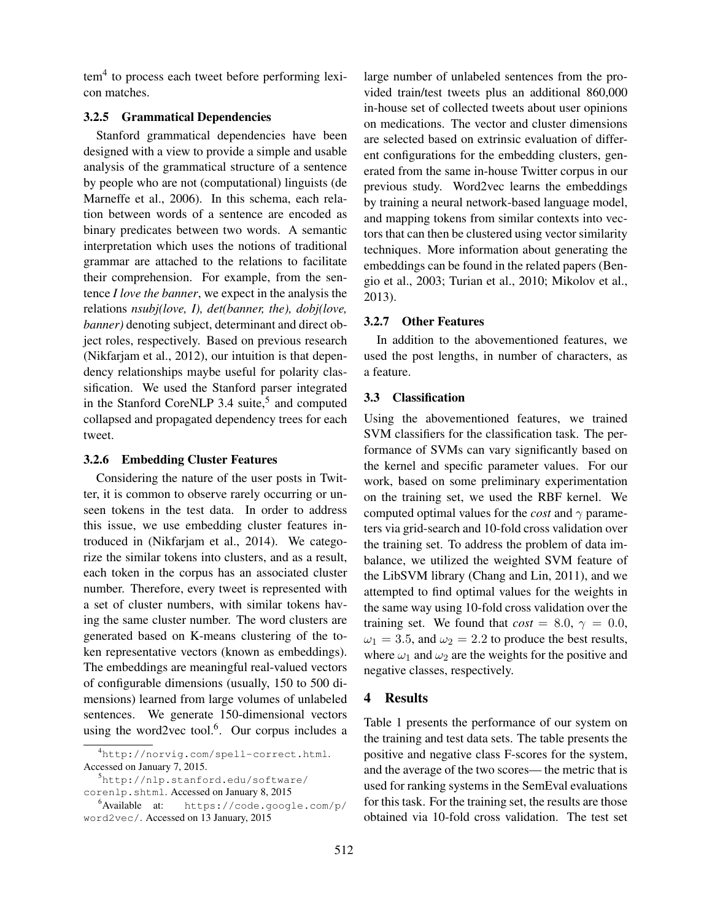tem[4] to process each tweet before performing lexicon matches.

#### 3.2.5 Grammatical Dependencies

Stanford grammatical dependencies have been designed with a view to provide a simple and usable analysis of the grammatical structure of a sentence by people who are not (computational) linguists (de Marneffe et al., 2006). In this schema, each relation between words of a sentence are encoded as binary predicates between two words. A semantic interpretation which uses the notions of traditional grammar are attached to the relations to facilitate their comprehension. For example, from the sentence *I love the banner*, we expect in the analysis the relations *nsubj(love, I), det(banner, the), dobj(love, banner)* denoting subject, determinant and direct object roles, respectively. Based on previous research (Nikfarjam et al., 2012), our intuition is that dependency relationships maybe useful for polarity classification. We used the Stanford parser integrated in the Stanford CoreNLP 3.4 suite,[5] and computed collapsed and propagated dependency trees for each tweet.

#### 3.2.6 Embedding Cluster Features

Considering the nature of the user posts in Twitter, it is common to observe rarely occurring or unseen tokens in the test data. In order to address this issue, we use embedding cluster features introduced in (Nikfarjam et al., 2014). We categorize the similar tokens into clusters, and as a result, each token in the corpus has an associated cluster number. Therefore, every tweet is represented with a set of cluster numbers, with similar tokens having the same cluster number. The word clusters are generated based on K-means clustering of the token representative vectors (known as embeddings). The embeddings are meaningful real-valued vectors of configurable dimensions (usually, 150 to 500 dimensions) learned from large volumes of unlabeled sentences. We generate 150-dimensional vectors using the word2vec tool.[6]. Our corpus includes a large number of unlabeled sentences from the provided train/test tweets plus an additional 860,000 in-house set of collected tweets about user opinions on medications. The vector and cluster dimensions are selected based on extrinsic evaluation of different configurations for the embedding clusters, generated from the same in-house Twitter corpus in our previous study. Word2vec learns the embeddings by training a neural network-based language model, and mapping tokens from similar contexts into vectors that can then be clustered using vector similarity techniques. More information about generating the embeddings can be found in the related papers (Bengio et al., 2003; Turian et al., 2010; Mikolov et al., 2013).

#### 3.2.7 Other Features

In addition to the abovementioned features, we used the post lengths, in number of characters, as a feature.

### 3.3 Classification

Using the abovementioned features, we trained SVM classifiers for the classification task. The performance of SVMs can vary significantly based on the kernel and specific parameter values. For our work, based on some preliminary experimentation on the training set, we used the RBF kernel. We computed optimal values for the *cost* and $\gamma$ parameters via grid-search and 10-fold cross validation over the training set. To address the problem of data imbalance, we utilized the weighted SVM feature of the LibSVM library (Chang and Lin, 2011), and we attempted to find optimal values for the weights in the same way using 10-fold cross validation over the training set. We found that *cost* $= 8.0$, $\gamma = 0.0$, $\omega_1 = 3.5$, and $\omega_2 = 2.2$ to produce the best results, where $\omega_1$ and $\omega_2$ are the weights for the positive and negative classes, respectively.

## 4 Results

Table 1 presents the performance of our system on the training and test data sets. The table presents the positive and negative class F-scores for the system, and the average of the two scores— the metric that is used for ranking systems in the SemEval evaluations for this task. For the training set, the results are those obtained via 10-fold cross validation. The test set

[4] http://norvig.com/spell-correct.html. Accessed on January 7, 2015.

[5] http://nlp.stanford.edu/software/corenlp.shtml. Accessed on January 8, 2015

[6] Available at: https://code.google.com/p/word2vec/. Accessed on 13 January, 2015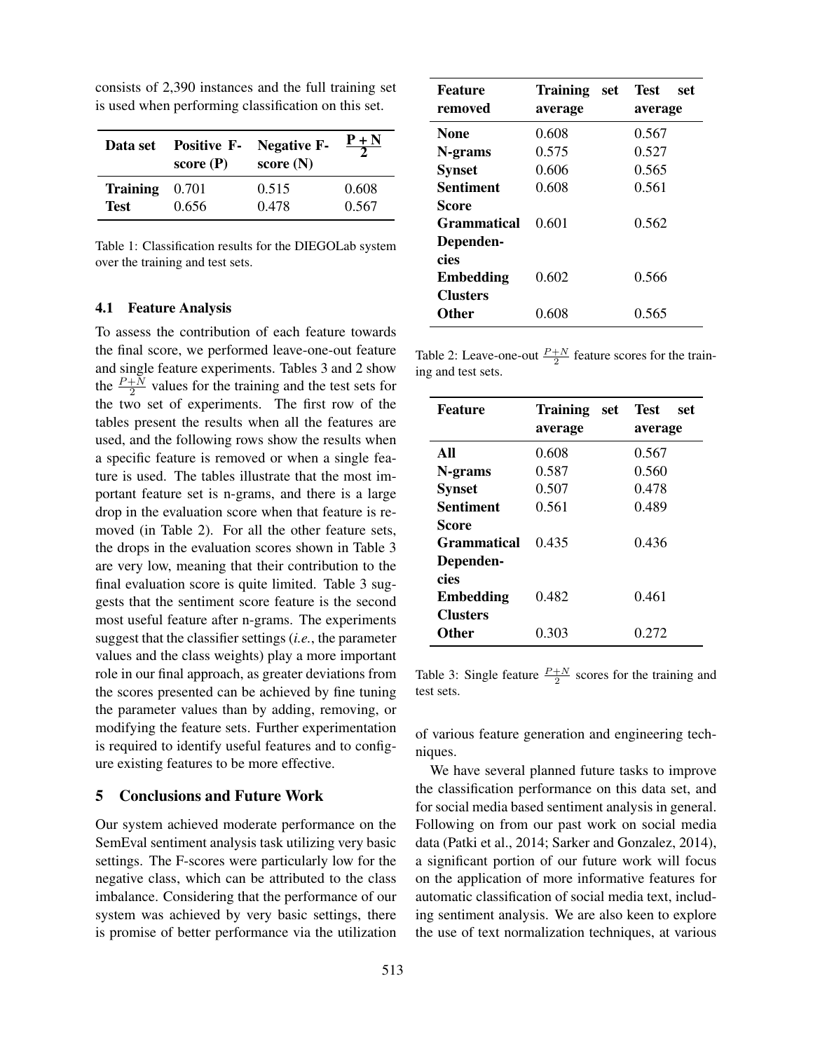consists of 2,390 instances and the full training set is used when performing classification on this set.

| Data set | Positive F-score (P) | Negative F-score (N) | $\frac{P+N}{2}$ |
|---|---|---|---|
| **Training** | 0.701 | 0.515 | 0.608 |
| **Test** | 0.656 | 0.478 | 0.567 |

Table 1: Classification results for the DIEGOLab system over the training and test sets.

### 4.1 Feature Analysis

To assess the contribution of each feature towards the final score, we performed leave-one-out feature and single feature experiments. Tables 3 and 2 show the $\frac{P+N}{2}$ values for the training and the test sets for the two set of experiments. The first row of the tables present the results when all the features are used, and the following rows show the results when a specific feature is removed or when a single feature is used. The tables illustrate that the most important feature set is n-grams, and there is a large drop in the evaluation score when that feature is removed (in Table 2). For all the other feature sets, the drops in the evaluation scores shown in Table 3 are very low, meaning that their contribution to the final evaluation score is quite limited. Table 3 suggests that the sentiment score feature is the second most useful feature after n-grams. The experiments suggest that the classifier settings (*i.e.*, the parameter values and the class weights) play a more important role in our final approach, as greater deviations from the scores presented can be achieved by fine tuning the parameter values than by adding, removing, or modifying the feature sets. Further experimentation is required to identify useful features and to configure existing features to be more effective.

| Feature removed | Training set average | Test set average |
|---|---|---|
| **None** | 0.608 | 0.567 |
| **N-grams** | 0.575 | 0.527 |
| **Synset** | 0.606 | 0.565 |
| **Sentiment Score** | 0.608 | 0.561 |
| **Grammatical Dependencies** | 0.601 | 0.562 |
| **Embedding Clusters** | 0.602 | 0.566 |
| **Other** | 0.608 | 0.565 |

Table 2: Leave-one-out $\frac{P+N}{2}$ feature scores for the training and test sets.

| Feature | Training set average | Test set average |
|---|---|---|
| **All** | 0.608 | 0.567 |
| **N-grams** | 0.587 | 0.560 |
| **Synset** | 0.507 | 0.478 |
| **Sentiment Score** | 0.561 | 0.489 |
| **Grammatical Dependencies** | 0.435 | 0.436 |
| **Embedding Clusters** | 0.482 | 0.461 |
| **Other** | 0.303 | 0.272 |

Table 3: Single feature $\frac{P+N}{2}$ scores for the training and test sets.

## 5 Conclusions and Future Work

Our system achieved moderate performance on the SemEval sentiment analysis task utilizing very basic settings. The F-scores were particularly low for the negative class, which can be attributed to the class imbalance. Considering that the performance of our system was achieved by very basic settings, there is promise of better performance via the utilization of various feature generation and engineering techniques.

We have several planned future tasks to improve the classification performance on this data set, and for social media based sentiment analysis in general. Following on from our past work on social media data (Patki et al., 2014; Sarker and Gonzalez, 2014), a significant portion of our future work will focus on the application of more informative features for automatic classification of social media text, including sentiment analysis. We are also keen to explore the use of text normalization techniques, at various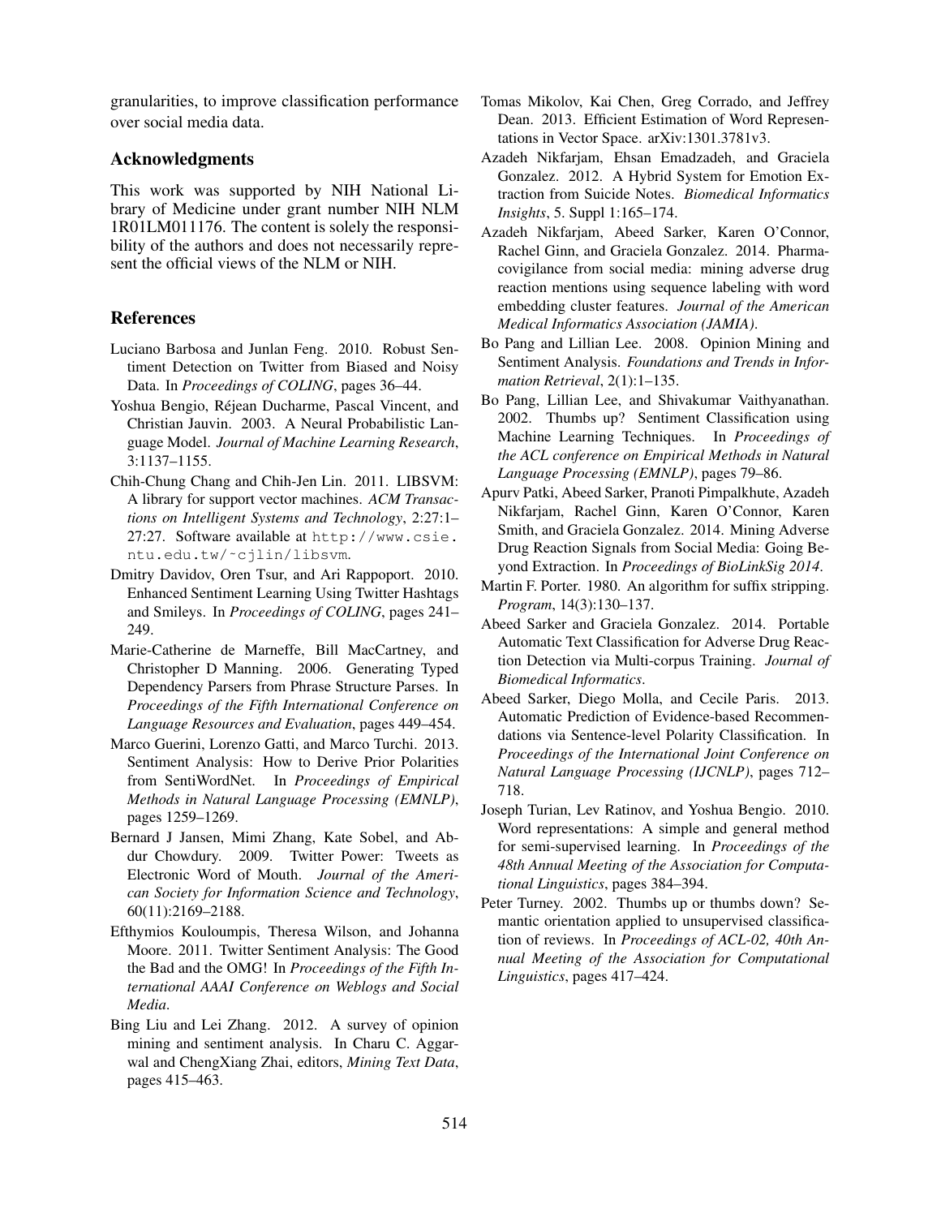granularities, to improve classification performance over social media data.

## Acknowledgments

This work was supported by NIH National Library of Medicine under grant number NIH NLM 1R01LM011176. The content is solely the responsibility of the authors and does not necessarily represent the official views of the NLM or NIH.

## References

Luciano Barbosa and Junlan Feng. 2010. Robust Sentiment Detection on Twitter from Biased and Noisy Data. In *Proceedings of COLING*, pages 36–44.

Yoshua Bengio, Réjean Ducharme, Pascal Vincent, and Christian Jauvin. 2003. A Neural Probabilistic Language Model. *Journal of Machine Learning Research*, 3:1137–1155.

Chih-Chung Chang and Chih-Jen Lin. 2011. LIBSVM: A library for support vector machines. *ACM Transactions on Intelligent Systems and Technology*, 2:27:1–27:27. Software available at http://www.csie.ntu.edu.tw/~cjlin/libsvm.

Dmitry Davidov, Oren Tsur, and Ari Rappoport. 2010. Enhanced Sentiment Learning Using Twitter Hashtags and Smileys. In *Proceedings of COLING*, pages 241–249.

Marie-Catherine de Marneffe, Bill MacCartney, and Christopher D Manning. 2006. Generating Typed Dependency Parsers from Phrase Structure Parses. In *Proceedings of the Fifth International Conference on Language Resources and Evaluation*, pages 449–454.

Marco Guerini, Lorenzo Gatti, and Marco Turchi. 2013. Sentiment Analysis: How to Derive Prior Polarities from SentiWordNet. In *Proceedings of Empirical Methods in Natural Language Processing (EMNLP)*, pages 1259–1269.

Bernard J Jansen, Mimi Zhang, Kate Sobel, and Abdur Chowdury. 2009. Twitter Power: Tweets as Electronic Word of Mouth. *Journal of the American Society for Information Science and Technology*, 60(11):2169–2188.

Efthymios Kouloumpis, Theresa Wilson, and Johanna Moore. 2011. Twitter Sentiment Analysis: The Good the Bad and the OMG! In *Proceedings of the Fifth International AAAI Conference on Weblogs and Social Media*.

Bing Liu and Lei Zhang. 2012. A survey of opinion mining and sentiment analysis. In Charu C. Aggarwal and ChengXiang Zhai, editors, *Mining Text Data*, pages 415–463.

Tomas Mikolov, Kai Chen, Greg Corrado, and Jeffrey Dean. 2013. Efficient Estimation of Word Representations in Vector Space. arXiv:1301.3781v3.

Azadeh Nikfarjam, Ehsan Emadzadeh, and Graciela Gonzalez. 2012. A Hybrid System for Emotion Extraction from Suicide Notes. *Biomedical Informatics Insights*, 5. Suppl 1:165–174.

Azadeh Nikfarjam, Abeed Sarker, Karen O'Connor, Rachel Ginn, and Graciela Gonzalez. 2014. Pharmacovigilance from social media: mining adverse drug reaction mentions using sequence labeling with word embedding cluster features. *Journal of the American Medical Informatics Association (JAMIA)*.

Bo Pang and Lillian Lee. 2008. Opinion Mining and Sentiment Analysis. *Foundations and Trends in Information Retrieval*, 2(1):1–135.

Bo Pang, Lillian Lee, and Shivakumar Vaithyanathan. 2002. Thumbs up? Sentiment Classification using Machine Learning Techniques. In *Proceedings of the ACL conference on Empirical Methods in Natural Language Processing (EMNLP)*, pages 79–86.

Apurv Patki, Abeed Sarker, Pranoti Pimpalkhute, Azadeh Nikfarjam, Rachel Ginn, Karen O'Connor, Karen Smith, and Graciela Gonzalez. 2014. Mining Adverse Drug Reaction Signals from Social Media: Going Beyond Extraction. In *Proceedings of BioLinkSig 2014*.

Martin F. Porter. 1980. An algorithm for suffix stripping. *Program*, 14(3):130–137.

Abeed Sarker and Graciela Gonzalez. 2014. Portable Automatic Text Classification for Adverse Drug Reaction Detection via Multi-corpus Training. *Journal of Biomedical Informatics*.

Abeed Sarker, Diego Molla, and Cecile Paris. 2013. Automatic Prediction of Evidence-based Recommendations via Sentence-level Polarity Classification. In *Proceedings of the International Joint Conference on Natural Language Processing (IJCNLP)*, pages 712–718.

Joseph Turian, Lev Ratinov, and Yoshua Bengio. 2010. Word representations: A simple and general method for semi-supervised learning. In *Proceedings of the 48th Annual Meeting of the Association for Computational Linguistics*, pages 384–394.

Peter Turney. 2002. Thumbs up or thumbs down? Semantic orientation applied to unsupervised classification of reviews. In *Proceedings of ACL-02, 40th Annual Meeting of the Association for Computational Linguistics*, pages 417–424.